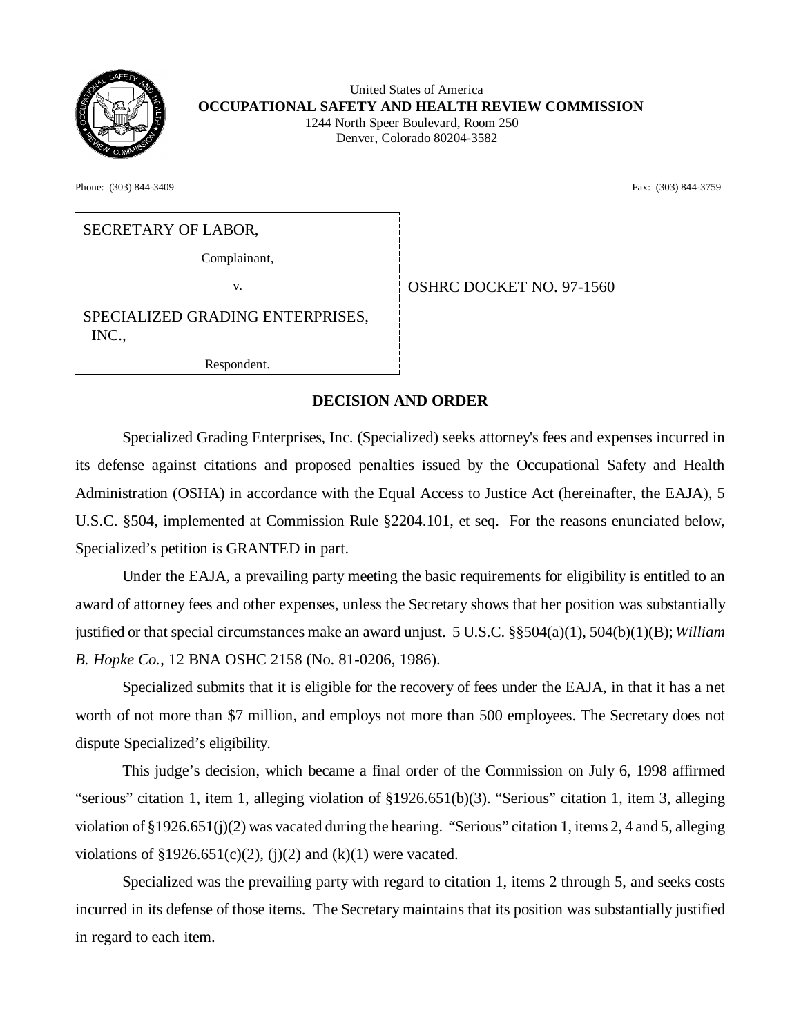United States of America
**OCCUPATIONAL SAFETY AND HEALTH REVIEW COMMISSION**
1244 North Speer Boulevard, Room 250
Denver, Colorado 80204-3582

Phone: (303) 844-3409 Fax: (303) 844-3759

SECRETARY OF LABOR,

Complainant,

v.

SPECIALIZED GRADING ENTERPRISES, INC.,

Respondent.

OSHRC DOCKET NO. 97-1560

## DECISION AND ORDER

Specialized Grading Enterprises, Inc. (Specialized) seeks attorney's fees and expenses incurred in its defense against citations and proposed penalties issued by the Occupational Safety and Health Administration (OSHA) in accordance with the Equal Access to Justice Act (hereinafter, the EAJA), 5 U.S.C. §504, implemented at Commission Rule §2204.101, et seq. For the reasons enunciated below, Specialized's petition is GRANTED in part.

Under the EAJA, a prevailing party meeting the basic requirements for eligibility is entitled to an award of attorney fees and other expenses, unless the Secretary shows that her position was substantially justified or that special circumstances make an award unjust. 5 U.S.C. §§504(a)(1), 504(b)(1)(B); *William B. Hopke Co.*, 12 BNA OSHC 2158 (No. 81-0206, 1986).

Specialized submits that it is eligible for the recovery of fees under the EAJA, in that it has a net worth of not more than $7 million, and employs not more than 500 employees. The Secretary does not dispute Specialized's eligibility.

This judge's decision, which became a final order of the Commission on July 6, 1998 affirmed "serious" citation 1, item 1, alleging violation of §1926.651(b)(3). "Serious" citation 1, item 3, alleging violation of §1926.651(j)(2) was vacated during the hearing. "Serious" citation 1, items 2, 4 and 5, alleging violations of §1926.651(c)(2), (j)(2) and (k)(1) were vacated.

Specialized was the prevailing party with regard to citation 1, items 2 through 5, and seeks costs incurred in its defense of those items. The Secretary maintains that its position was substantially justified in regard to each item.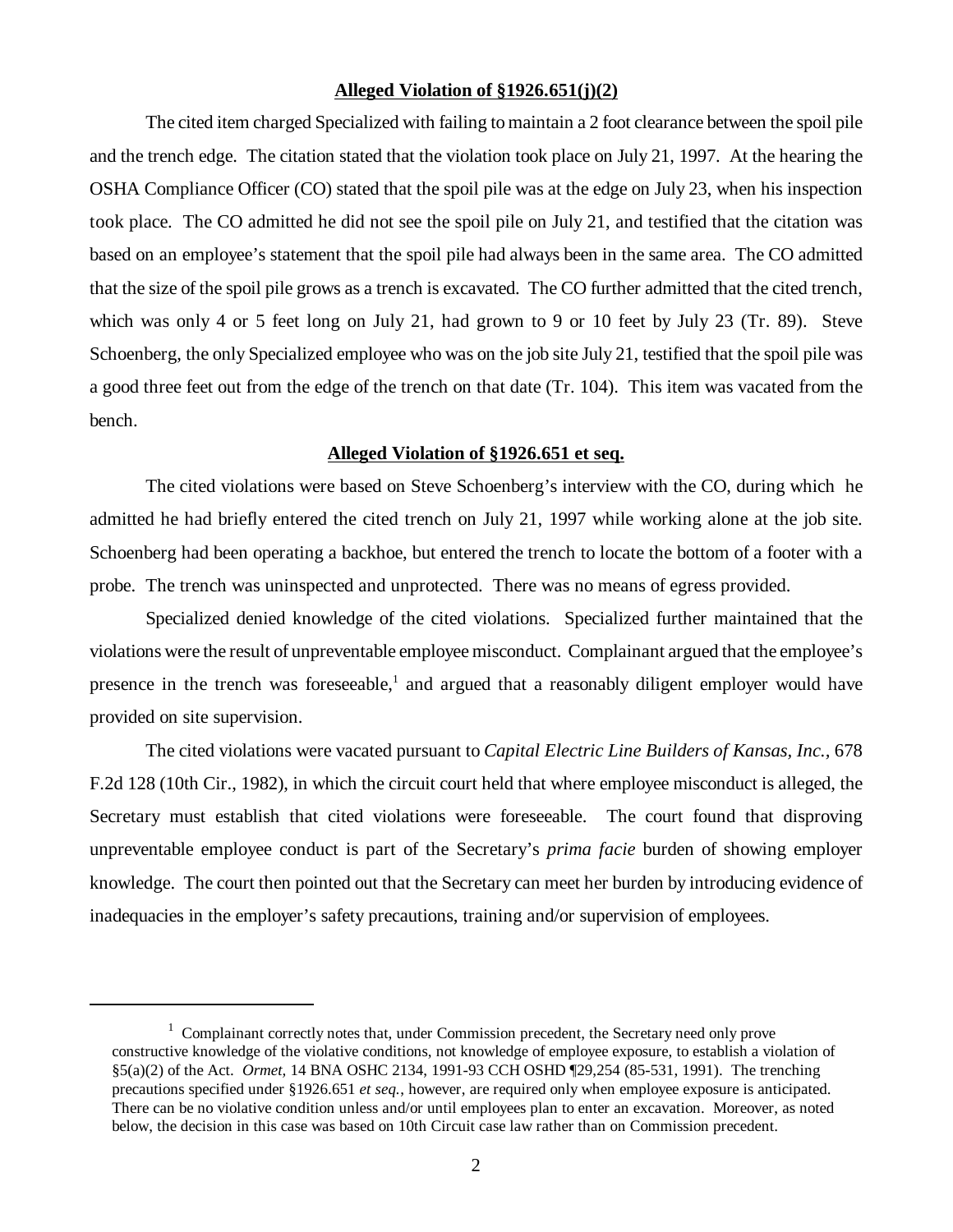**Alleged Violation of §1926.651(j)(2)**

The cited item charged Specialized with failing to maintain a 2 foot clearance between the spoil pile and the trench edge. The citation stated that the violation took place on July 21, 1997. At the hearing the OSHA Compliance Officer (CO) stated that the spoil pile was at the edge on July 23, when his inspection took place. The CO admitted he did not see the spoil pile on July 21, and testified that the citation was based on an employee's statement that the spoil pile had always been in the same area. The CO admitted that the size of the spoil pile grows as a trench is excavated. The CO further admitted that the cited trench, which was only 4 or 5 feet long on July 21, had grown to 9 or 10 feet by July 23 (Tr. 89). Steve Schoenberg, the only Specialized employee who was on the job site July 21, testified that the spoil pile was a good three feet out from the edge of the trench on that date (Tr. 104). This item was vacated from the bench.

**Alleged Violation of §1926.651 et seq.**

The cited violations were based on Steve Schoenberg's interview with the CO, during which he admitted he had briefly entered the cited trench on July 21, 1997 while working alone at the job site. Schoenberg had been operating a backhoe, but entered the trench to locate the bottom of a footer with a probe. The trench was uninspected and unprotected. There was no means of egress provided.

Specialized denied knowledge of the cited violations. Specialized further maintained that the violations were the result of unpreventable employee misconduct. Complainant argued that the employee's presence in the trench was foreseeable,[1] and argued that a reasonably diligent employer would have provided on site supervision.

The cited violations were vacated pursuant to *Capital Electric Line Builders of Kansas, Inc.,* 678 F.2d 128 (10th Cir., 1982), in which the circuit court held that where employee misconduct is alleged, the Secretary must establish that cited violations were foreseeable. The court found that disproving unpreventable employee conduct is part of the Secretary's *prima facie* burden of showing employer knowledge. The court then pointed out that the Secretary can meet her burden by introducing evidence of inadequacies in the employer's safety precautions, training and/or supervision of employees.

---

[1] Complainant correctly notes that, under Commission precedent, the Secretary need only prove constructive knowledge of the violative conditions, not knowledge of employee exposure, to establish a violation of §5(a)(2) of the Act. *Ormet,* 14 BNA OSHC 2134, 1991-93 CCH OSHD ¶29,254 (85-531, 1991). The trenching precautions specified under §1926.651 *et seq.*, however, are required only when employee exposure is anticipated. There can be no violative condition unless and/or until employees plan to enter an excavation. Moreover, as noted below, the decision in this case was based on 10th Circuit case law rather than on Commission precedent.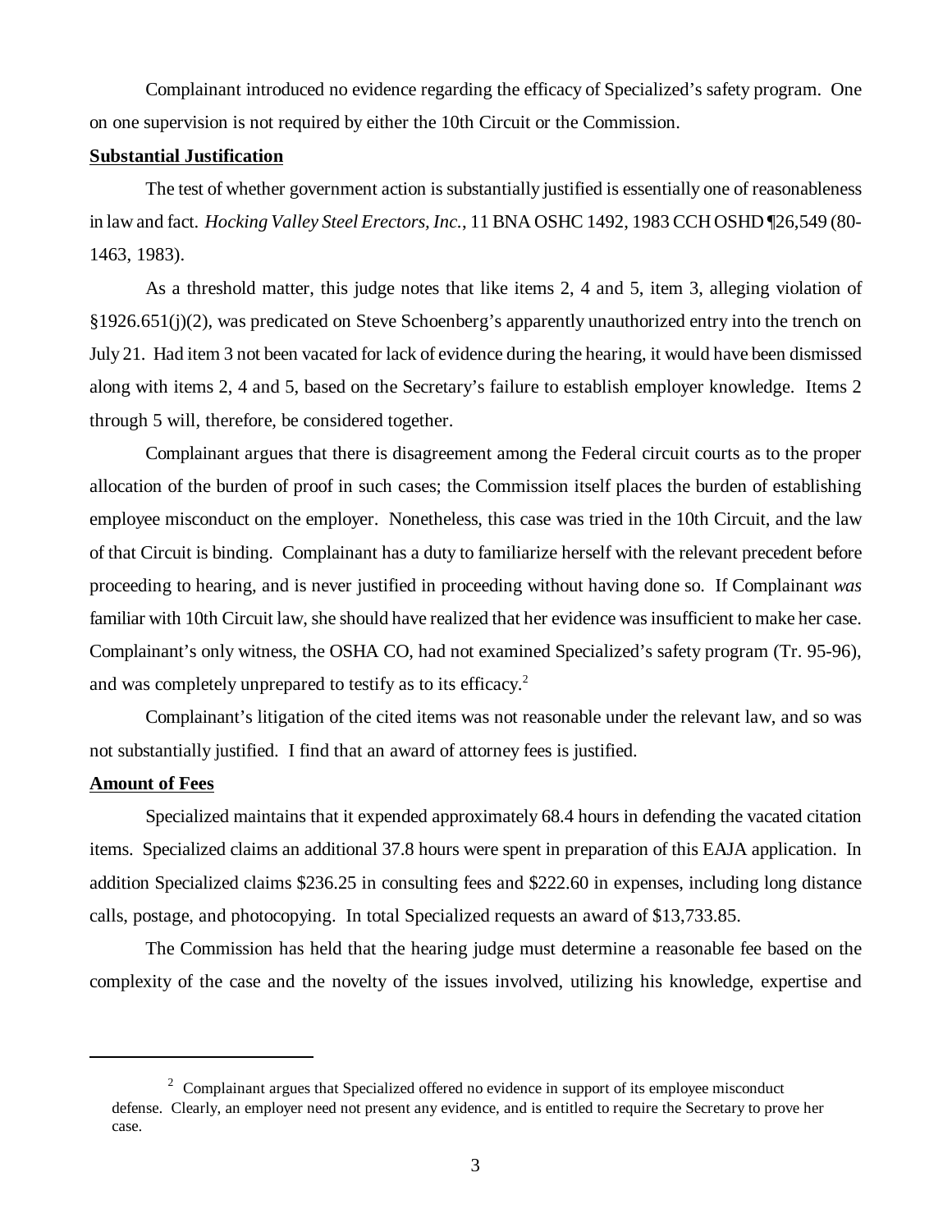Complainant introduced no evidence regarding the efficacy of Specialized's safety program. One on one supervision is not required by either the 10th Circuit or the Commission.

**Substantial Justification**

The test of whether government action is substantially justified is essentially one of reasonableness in law and fact. *Hocking Valley Steel Erectors, Inc.*, 11 BNA OSHC 1492, 1983 CCH OSHD ¶26,549 (80-1463, 1983).

As a threshold matter, this judge notes that like items 2, 4 and 5, item 3, alleging violation of §1926.651(j)(2), was predicated on Steve Schoenberg's apparently unauthorized entry into the trench on July 21. Had item 3 not been vacated for lack of evidence during the hearing, it would have been dismissed along with items 2, 4 and 5, based on the Secretary's failure to establish employer knowledge. Items 2 through 5 will, therefore, be considered together.

Complainant argues that there is disagreement among the Federal circuit courts as to the proper allocation of the burden of proof in such cases; the Commission itself places the burden of establishing employee misconduct on the employer. Nonetheless, this case was tried in the 10th Circuit, and the law of that Circuit is binding. Complainant has a duty to familiarize herself with the relevant precedent before proceeding to hearing, and is never justified in proceeding without having done so. If Complainant *was* familiar with 10th Circuit law, she should have realized that her evidence was insufficient to make her case. Complainant's only witness, the OSHA CO, had not examined Specialized's safety program (Tr. 95-96), and was completely unprepared to testify as to its efficacy.[2]

Complainant's litigation of the cited items was not reasonable under the relevant law, and so was not substantially justified. I find that an award of attorney fees is justified.

**Amount of Fees**

Specialized maintains that it expended approximately 68.4 hours in defending the vacated citation items. Specialized claims an additional 37.8 hours were spent in preparation of this EAJA application. In addition Specialized claims $236.25 in consulting fees and $222.60 in expenses, including long distance calls, postage, and photocopying. In total Specialized requests an award of $13,733.85.

The Commission has held that the hearing judge must determine a reasonable fee based on the complexity of the case and the novelty of the issues involved, utilizing his knowledge, expertise and

---

[2] Complainant argues that Specialized offered no evidence in support of its employee misconduct defense. Clearly, an employer need not present any evidence, and is entitled to require the Secretary to prove her case.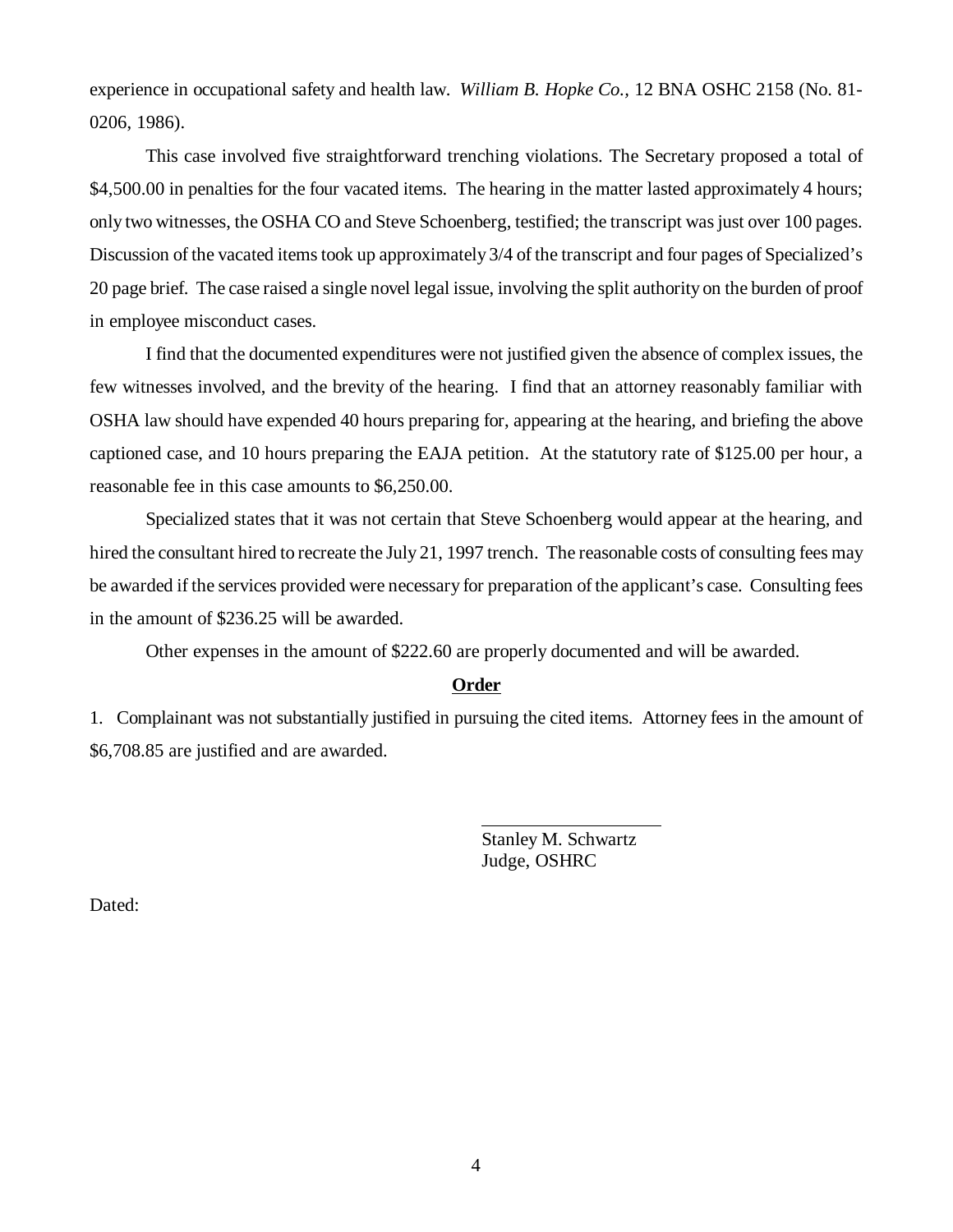experience in occupational safety and health law. *William B. Hopke Co.*, 12 BNA OSHC 2158 (No. 81-0206, 1986).

This case involved five straightforward trenching violations. The Secretary proposed a total of \$4,500.00 in penalties for the four vacated items. The hearing in the matter lasted approximately 4 hours; only two witnesses, the OSHA CO and Steve Schoenberg, testified; the transcript was just over 100 pages. Discussion of the vacated items took up approximately 3/4 of the transcript and four pages of Specialized's 20 page brief. The case raised a single novel legal issue, involving the split authority on the burden of proof in employee misconduct cases.

I find that the documented expenditures were not justified given the absence of complex issues, the few witnesses involved, and the brevity of the hearing. I find that an attorney reasonably familiar with OSHA law should have expended 40 hours preparing for, appearing at the hearing, and briefing the above captioned case, and 10 hours preparing the EAJA petition. At the statutory rate of \$125.00 per hour, a reasonable fee in this case amounts to \$6,250.00.

Specialized states that it was not certain that Steve Schoenberg would appear at the hearing, and hired the consultant hired to recreate the July 21, 1997 trench. The reasonable costs of consulting fees may be awarded if the services provided were necessary for preparation of the applicant's case. Consulting fees in the amount of \$236.25 will be awarded.

Other expenses in the amount of \$222.60 are properly documented and will be awarded.

**Order**

1. Complainant was not substantially justified in pursuing the cited items. Attorney fees in the amount of \$6,708.85 are justified and are awarded.

Stanley M. Schwartz
Judge, OSHRC

Dated: